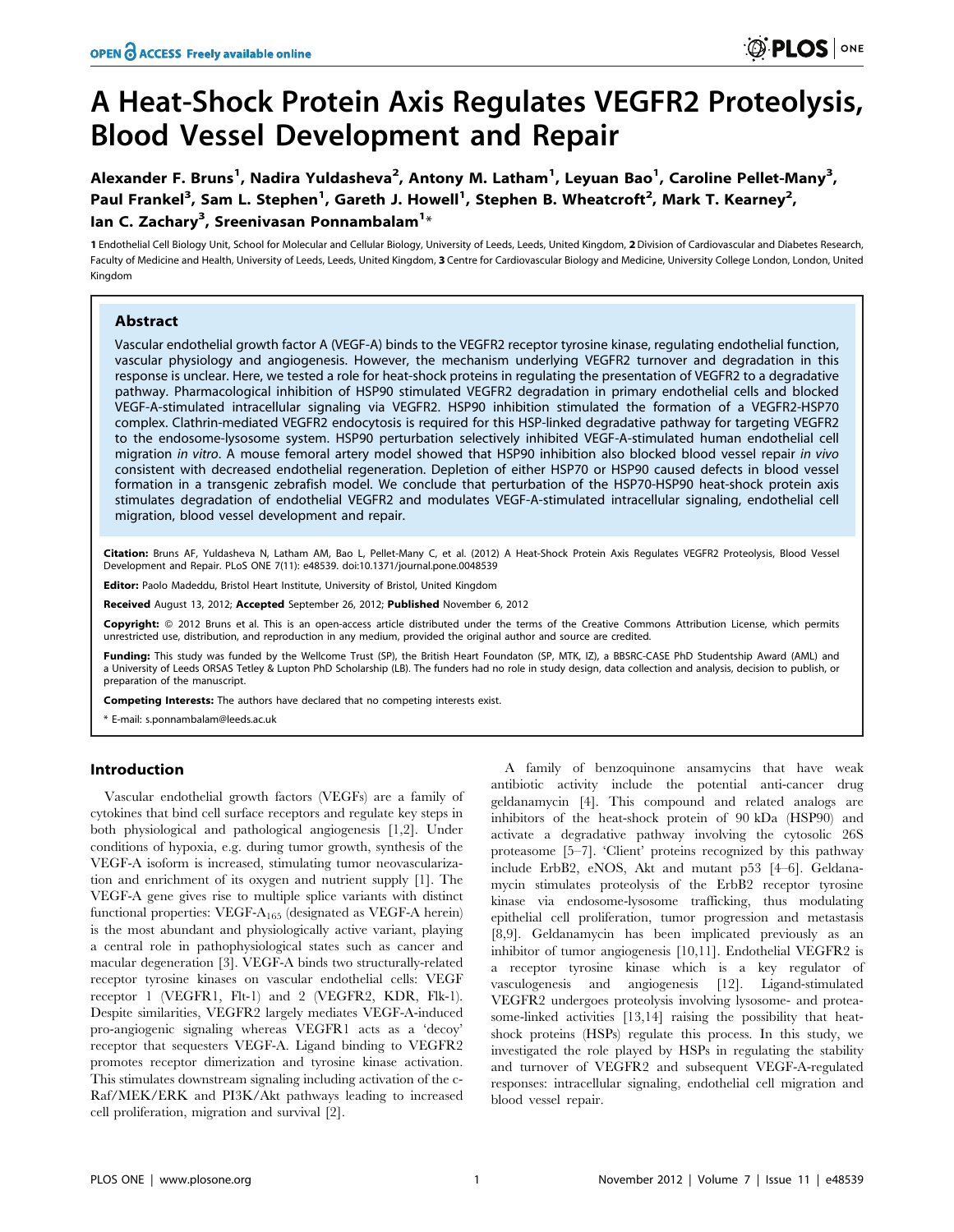# A Heat-Shock Protein Axis Regulates VEGFR2 Proteolysis, Blood Vessel Development and Repair

**Alexander F. Bruns[1], Nadira Yuldasheva[2], Antony M. Latham[1], Leyuan Bao[1], Caroline Pellet-Many[3], Paul Frankel[3], Sam L. Stephen[1], Gareth J. Howell[1], Stephen B. Wheatcroft[2], Mark T. Kearney[2], Ian C. Zachary[3], Sreenivasan Ponnambalam[1]***

1 Endothelial Cell Biology Unit, School for Molecular and Cellular Biology, University of Leeds, Leeds, United Kingdom, 2 Division of Cardiovascular and Diabetes Research, Faculty of Medicine and Health, University of Leeds, Leeds, United Kingdom, 3 Centre for Cardiovascular Biology and Medicine, University College London, London, United Kingdom

## Abstract

Vascular endothelial growth factor A (VEGF-A) binds to the VEGFR2 receptor tyrosine kinase, regulating endothelial function, vascular physiology and angiogenesis. However, the mechanism underlying VEGFR2 turnover and degradation in this response is unclear. Here, we tested a role for heat-shock proteins in regulating the presentation of VEGFR2 to a degradative pathway. Pharmacological inhibition of HSP90 stimulated VEGFR2 degradation in primary endothelial cells and blocked VEGF-A-stimulated intracellular signaling via VEGFR2. HSP90 inhibition stimulated the formation of a VEGFR2-HSP70 complex. Clathrin-mediated VEGFR2 endocytosis is required for this HSP-linked degradative pathway for targeting VEGFR2 to the endosome-lysosome system. HSP90 perturbation selectively inhibited VEGF-A-stimulated human endothelial cell migration *in vitro*. A mouse femoral artery model showed that HSP90 inhibition also blocked blood vessel repair *in vivo* consistent with decreased endothelial regeneration. Depletion of either HSP70 or HSP90 caused defects in blood vessel formation in a transgenic zebrafish model. We conclude that perturbation of the HSP70-HSP90 heat-shock protein axis stimulates degradation of endothelial VEGFR2 and modulates VEGF-A-stimulated intracellular signaling, endothelial cell migration, blood vessel development and repair.

**Citation:** Bruns AF, Yuldasheva N, Latham AM, Bao L, Pellet-Many C, et al. (2012) A Heat-Shock Protein Axis Regulates VEGFR2 Proteolysis, Blood Vessel Development and Repair. PLoS ONE 7(11): e48539. doi:10.1371/journal.pone.0048539

**Editor:** Paolo Madeddu, Bristol Heart Institute, University of Bristol, United Kingdom

**Received** August 13, 2012; **Accepted** September 26, 2012; **Published** November 6, 2012

**Copyright:** © 2012 Bruns et al. This is an open-access article distributed under the terms of the Creative Commons Attribution License, which permits unrestricted use, distribution, and reproduction in any medium, provided the original author and source are credited.

**Funding:** This study was funded by the Wellcome Trust (SP), the British Heart Foundaton (SP, MTK, IZ), a BBSRC-CASE PhD Studentship Award (AML) and a University of Leeds ORSAS Tetley & Lupton PhD Scholarship (LB). The funders had no role in study design, data collection and analysis, decision to publish, or preparation of the manuscript.

**Competing Interests:** The authors have declared that no competing interests exist.

* E-mail: s.ponnambalam@leeds.ac.uk

## Introduction

Vascular endothelial growth factors (VEGFs) are a family of cytokines that bind cell surface receptors and regulate key steps in both physiological and pathological angiogenesis [1,2]. Under conditions of hypoxia, e.g. during tumor growth, synthesis of the VEGF-A isoform is increased, stimulating tumor neovascularization and enrichment of its oxygen and nutrient supply [1]. The VEGF-A gene gives rise to multiple splice variants with distinct functional properties: VEGF-$A_{165}$ (designated as VEGF-A herein) is the most abundant and physiologically active variant, playing a central role in pathophysiological states such as cancer and macular degeneration [3]. VEGF-A binds two structurally-related receptor tyrosine kinases on vascular endothelial cells: VEGF receptor 1 (VEGFR1, Flt-1) and 2 (VEGFR2, KDR, Flk-1). Despite similarities, VEGFR2 largely mediates VEGF-A-induced pro-angiogenic signaling whereas VEGFR1 acts as a 'decoy' receptor that sequesters VEGF-A. Ligand binding to VEGFR2 promotes receptor dimerization and tyrosine kinase activation. This stimulates downstream signaling including activation of the c-Raf/MEK/ERK and PI3K/Akt pathways leading to increased cell proliferation, migration and survival [2].

A family of benzoquinone ansamycins that have weak antibiotic activity include the potential anti-cancer drug geldanamycin [4]. This compound and related analogs are inhibitors of the heat-shock protein of 90 kDa (HSP90) and activate a degradative pathway involving the cytosolic 26S proteasome [5–7]. 'Client' proteins recognized by this pathway include ErbB2, eNOS, Akt and mutant p53 [4–6]. Geldanamycin stimulates proteolysis of the ErbB2 receptor tyrosine kinase via endosome-lysosome trafficking, thus modulating epithelial cell proliferation, tumor progression and metastasis [8,9]. Geldanamycin has been implicated previously as an inhibitor of tumor angiogenesis [10,11]. Endothelial VEGFR2 is a receptor tyrosine kinase which is a key regulator of vasculogenesis and angiogenesis [12]. Ligand-stimulated VEGFR2 undergoes proteolysis involving lysosome- and proteasome-linked activities [13,14] raising the possibility that heat-shock proteins (HSPs) regulate this process. In this study, we investigated the role played by HSPs in regulating the stability and turnover of VEGFR2 and subsequent VEGF-A-regulated responses: intracellular signaling, endothelial cell migration and blood vessel repair.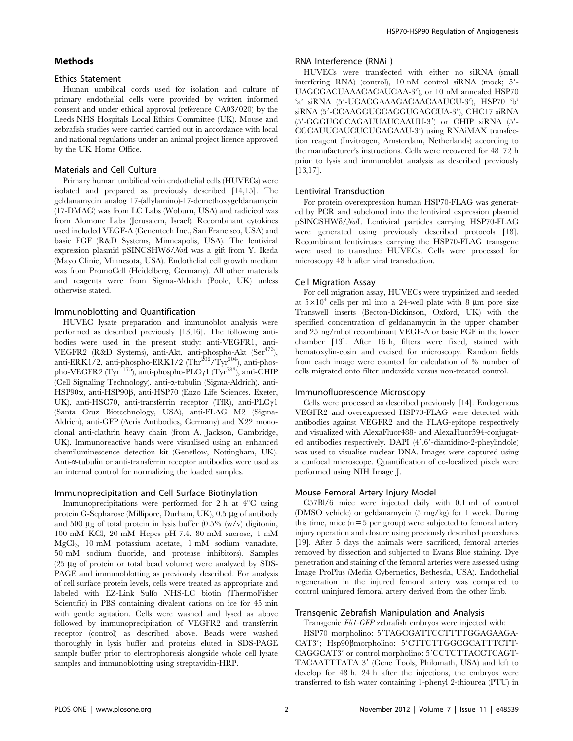## Methods

### Ethics Statement

Human umbilical cords used for isolation and culture of primary endothelial cells were provided by written informed consent and under ethical approval (reference CA03/020) by the Leeds NHS Hospitals Local Ethics Committee (UK). Mouse and zebrafish studies were carried carried out in accordance with local and national regulations under an animal project licence approved by the UK Home Office.

### Materials and Cell Culture

Primary human umbilical vein endothelial cells (HUVECs) were isolated and prepared as previously described [14,15]. The geldanamycin analog 17-(allylamino)-17-demethoxygeldanamycin (17-DMAG) was from LC Labs (Woburn, USA) and radicicol was from Alomone Labs (Jerusalem, Israel). Recombinant cytokines used included VEGF-A (Genentech Inc., San Francisco, USA) and basic FGF (R&D Systems, Minneapolis, USA). The lentiviral expression plasmid pSINCSHWδ/*Not*I was a gift from Y. Ikeda (Mayo Clinic, Minnesota, USA). Endothelial cell growth medium was from PromoCell (Heidelberg, Germany). All other materials and reagents were from Sigma-Aldrich (Poole, UK) unless otherwise stated.

### Immunoblotting and Quantification

HUVEC lysate preparation and immunoblot analysis were performed as described previously [13,16]. The following antibodies were used in the present study: anti-VEGFR1, anti-VEGFR2 (R&D Systems), anti-Akt, anti-phospho-Akt (Ser[473]), anti-ERK1/2, anti-phospho-ERK1/2 (Thr[202]/Tyr[204]), anti-phospho-VEGFR2 (Tyr[1175]), anti-phospho-PLCγ1 (Tyr[783]), anti-CHIP (Cell Signaling Technology), anti-α-tubulin (Sigma-Aldrich), anti-HSP90α, anti-HSP90β, anti-HSP70 (Enzo Life Sciences, Exeter, UK), anti-HSC70, anti-transferrin receptor (TfR), anti-PLCγ1 (Santa Cruz Biotechnology, USA), anti-FLAG M2 (Sigma-Aldrich), anti-GFP (Acris Antibodies, Germany) and X22 monoclonal anti-clathrin heavy chain (from A. Jackson, Cambridge, UK). Immunoreactive bands were visualised using an enhanced chemiluminescence detection kit (Geneflow, Nottingham, UK). Anti-α-tubulin or anti-transferrin receptor antibodies were used as an internal control for normalizing the loaded samples.

### Immunoprecipitation and Cell Surface Biotinylation

Immunoprecipitations were performed for 2 h at 4°C using protein G-Sepharose (Millipore, Durham, UK), 0.5 µg of antibody and 500 µg of total protein in lysis buffer (0.5% (w/v) digitonin, 100 mM KCl, 20 mM Hepes pH 7.4, 80 mM sucrose, 1 mM $MgCl_2$, 10 mM potassium acetate, 1 mM sodium vanadate, 50 mM sodium fluoride, and protease inhibitors). Samples (25 µg of protein or total bead volume) were analyzed by SDS-PAGE and immunoblotting as previously described. For analysis of cell surface protein levels, cells were treated as appropriate and labeled with EZ-Link Sulfo NHS-LC biotin (ThermoFisher Scientific) in PBS containing divalent cations on ice for 45 min with gentle agitation. Cells were washed and lysed as above followed by immunoprecipitation of VEGFR2 and transferrin receptor (control) as described above. Beads were washed thoroughly in lysis buffer and proteins eluted in SDS-PAGE sample buffer prior to electrophoresis alongside whole cell lysate samples and immunoblotting using streptavidin-HRP.

### RNA Interference (RNAi )

HUVECs were transfected with either no siRNA (small interfering RNA) (control), 10 nM control siRNA (mock; 5′-UAGCGACUAAACACAUCAA-3′), or 10 nM annealed HSP70 'a' siRNA (5′-UGACGAAAGACAACAAUCU-3′), HSP70 'b' siRNA (5′-CCAAGGUGCAGGUGAGCUA-3′), CHC17 siRNA (5′-GGGUGCCAGAUUAUCAAUU-3′) or CHIP siRNA (5′-CGCAUUCAUCUCUGAGAAU-3′) using RNAiMAX transfection reagent (Invitrogen, Amsterdam, Netherlands) according to the manufacturer's instructions. Cells were recovered for 48–72 h prior to lysis and immunoblot analysis as described previously [13,17].

### Lentiviral Transduction

For protein overexpression human HSP70-FLAG was generated by PCR and subcloned into the lentiviral expression plasmid pSINCSHWδ/*Not*I. Lentiviral particles carrying HSP70-FLAG were generated using previously described protocols [18]. Recombinant lentiviruses carrying the HSP70-FLAG transgene were used to transduce HUVECs. Cells were processed for microscopy 48 h after viral transduction.

### Cell Migration Assay

For cell migration assay, HUVECs were trypsinized and seeded at $5\times10^4$ cells per ml into a 24-well plate with 8 µm pore size Transwell inserts (Becton-Dickinson, Oxford, UK) with the specified concentration of geldanamycin in the upper chamber and 25 ng/ml of recombinant VEGF-A or basic FGF in the lower chamber [13]. After 16 h, filters were fixed, stained with hematoxylin-eosin and excised for microscopy. Random fields from each image were counted for calculation of % number of cells migrated onto filter underside versus non-treated control.

### Immunofluorescence Microscopy

Cells were processed as described previously [14]. Endogenous VEGFR2 and overexpressed HSP70-FLAG were detected with antibodies against VEGFR2 and the FLAG-epitope respectively and visualized with AlexaFluor488- and AlexaFluor594-conjugated antibodies respectively. DAPI (4′,6′-diamidino-2-pheylindole) was used to visualise nuclear DNA. Images were captured using a confocal microscope. Quantification of co-localized pixels were performed using NIH Image J.

### Mouse Femoral Artery Injury Model

C57Bl/6 mice were injected daily with 0.1 ml of control (DMSO vehicle) or geldanamycin (5 mg/kg) for 1 week. During this time, mice (n = 5 per group) were subjected to femoral artery injury operation and closure using previously described procedures [19]. After 5 days the animals were sacrificed, femoral arteries removed by dissection and subjected to Evans Blue staining. Dye penetration and staining of the femoral arteries were assessed using Image ProPlus (Media Cybernetics, Bethesda, USA). Endothelial regeneration in the injured femoral artery was compared to control uninjured femoral artery derived from the other limb.

### Transgenic Zebrafish Manipulation and Analysis

Transgenic *Fli1-GFP* zebrafish embryos were injected with: HSP70 morpholino: 5′TAGCGATTCCTTTTGGAGAAGACAT3′; Hsp90βmorpholino: 5′CTTCTTGGCGCATTTCTTCAGGCAT3′ or control morpholino: 5′CCTCTTACCTCAGTTACAATTTATA 3′ (Gene Tools, Philomath, USA) and left to develop for 48 h. 24 h after the injections, the embryos were transferred to fish water containing 1-phenyl 2-thiourea (PTU) in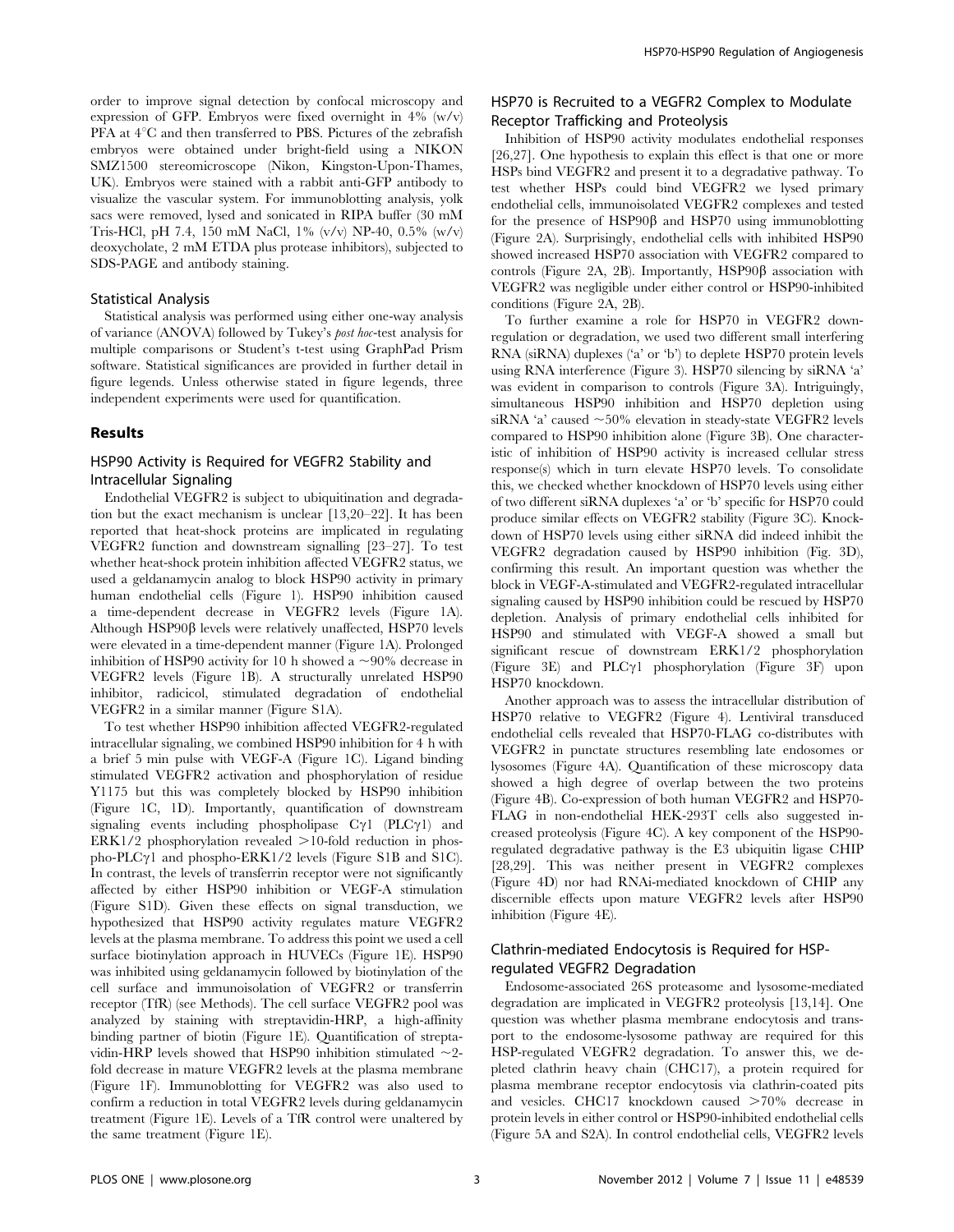order to improve signal detection by confocal microscopy and expression of GFP. Embryos were fixed overnight in 4% (w/v) PFA at 4°C and then transferred to PBS. Pictures of the zebrafish embryos were obtained under bright-field using a NIKON SMZ1500 stereomicroscope (Nikon, Kingston-Upon-Thames, UK). Embryos were stained with a rabbit anti-GFP antibody to visualize the vascular system. For immunoblotting analysis, yolk sacs were removed, lysed and sonicated in RIPA buffer (30 mM Tris-HCl, pH 7.4, 150 mM NaCl, 1% (v/v) NP-40, 0.5% (w/v) deoxycholate, 2 mM ETDA plus protease inhibitors), subjected to SDS-PAGE and antibody staining.

### Statistical Analysis

Statistical analysis was performed using either one-way analysis of variance (ANOVA) followed by Tukey's *post hoc*-test analysis for multiple comparisons or Student's t-test using GraphPad Prism software. Statistical significances are provided in further detail in figure legends. Unless otherwise stated in figure legends, three independent experiments were used for quantification.

## Results

### HSP90 Activity is Required for VEGFR2 Stability and Intracellular Signaling

Endothelial VEGFR2 is subject to ubiquitination and degradation but the exact mechanism is unclear [13,20–22]. It has been reported that heat-shock proteins are implicated in regulating VEGFR2 function and downstream signalling [23–27]. To test whether heat-shock protein inhibition affected VEGFR2 status, we used a geldanamycin analog to block HSP90 activity in primary human endothelial cells (Figure 1). HSP90 inhibition caused a time-dependent decrease in VEGFR2 levels (Figure 1A). Although HSP90β levels were relatively unaffected, HSP70 levels were elevated in a time-dependent manner (Figure 1A). Prolonged inhibition of HSP90 activity for 10 h showed a ~90% decrease in VEGFR2 levels (Figure 1B). A structurally unrelated HSP90 inhibitor, radicicol, stimulated degradation of endothelial VEGFR2 in a similar manner (Figure S1A).

To test whether HSP90 inhibition affected VEGFR2-regulated intracellular signaling, we combined HSP90 inhibition for 4 h with a brief 5 min pulse with VEGF-A (Figure 1C). Ligand binding stimulated VEGFR2 activation and phosphorylation of residue Y1175 but this was completely blocked by HSP90 inhibition (Figure 1C, 1D). Importantly, quantification of downstream signaling events including phospholipase Cγ1 (PLCγ1) and ERK1/2 phosphorylation revealed >10-fold reduction in phospho-PLCγ1 and phospho-ERK1/2 levels (Figure S1B and S1C). In contrast, the levels of transferrin receptor were not significantly affected by either HSP90 inhibition or VEGF-A stimulation (Figure S1D). Given these effects on signal transduction, we hypothesized that HSP90 activity regulates mature VEGFR2 levels at the plasma membrane. To address this point we used a cell surface biotinylation approach in HUVECs (Figure 1E). HSP90 was inhibited using geldanamycin followed by biotinylation of the cell surface and immunoisolation of VEGFR2 or transferrin receptor (TfR) (see Methods). The cell surface VEGFR2 pool was analyzed by staining with streptavidin-HRP, a high-affinity binding partner of biotin (Figure 1E). Quantification of streptavidin-HRP levels showed that HSP90 inhibition stimulated ~2-fold decrease in mature VEGFR2 levels at the plasma membrane (Figure 1F). Immunoblotting for VEGFR2 was also used to confirm a reduction in total VEGFR2 levels during geldanamycin treatment (Figure 1E). Levels of a TfR control were unaltered by the same treatment (Figure 1E).

### HSP70 is Recruited to a VEGFR2 Complex to Modulate Receptor Trafficking and Proteolysis

Inhibition of HSP90 activity modulates endothelial responses [26,27]. One hypothesis to explain this effect is that one or more HSPs bind VEGFR2 and present it to a degradative pathway. To test whether HSPs could bind VEGFR2 we lysed primary endothelial cells, immunoisolated VEGFR2 complexes and tested for the presence of HSP90β and HSP70 using immunoblotting (Figure 2A). Surprisingly, endothelial cells with inhibited HSP90 showed increased HSP70 association with VEGFR2 compared to controls (Figure 2A, 2B). Importantly, HSP90β association with VEGFR2 was negligible under either control or HSP90-inhibited conditions (Figure 2A, 2B).

To further examine a role for HSP70 in VEGFR2 downregulation or degradation, we used two different small interfering RNA (siRNA) duplexes ('a' or 'b') to deplete HSP70 protein levels using RNA interference (Figure 3). HSP70 silencing by siRNA 'a' was evident in comparison to controls (Figure 3A). Intriguingly, simultaneous HSP90 inhibition and HSP70 depletion using siRNA 'a' caused ~50% elevation in steady-state VEGFR2 levels compared to HSP90 inhibition alone (Figure 3B). One characteristic of inhibition of HSP90 activity is increased cellular stress response(s) which in turn elevate HSP70 levels. To consolidate this, we checked whether knockdown of HSP70 levels using either of two different siRNA duplexes 'a' or 'b' specific for HSP70 could produce similar effects on VEGFR2 stability (Figure 3C). Knockdown of HSP70 levels using either siRNA did indeed inhibit the VEGFR2 degradation caused by HSP90 inhibition (Fig. 3D), confirming this result. An important question was whether the block in VEGF-A-stimulated and VEGFR2-regulated intracellular signaling caused by HSP90 inhibition could be rescued by HSP70 depletion. Analysis of primary endothelial cells inhibited for HSP90 and stimulated with VEGF-A showed a small but significant rescue of downstream ERK1/2 phosphorylation (Figure 3E) and PLCγ1 phosphorylation (Figure 3F) upon HSP70 knockdown.

Another approach was to assess the intracellular distribution of HSP70 relative to VEGFR2 (Figure 4). Lentiviral transduced endothelial cells revealed that HSP70-FLAG co-distributes with VEGFR2 in punctate structures resembling late endosomes or lysosomes (Figure 4A). Quantification of these microscopy data showed a high degree of overlap between the two proteins (Figure 4B). Co-expression of both human VEGFR2 and HSP70-FLAG in non-endothelial HEK-293T cells also suggested increased proteolysis (Figure 4C). A key component of the HSP90-regulated degradative pathway is the E3 ubiquitin ligase CHIP [28,29]. This was neither present in VEGFR2 complexes (Figure 4D) nor had RNAi-mediated knockdown of CHIP any discernible effects upon mature VEGFR2 levels after HSP90 inhibition (Figure 4E).

### Clathrin-mediated Endocytosis is Required for HSP-regulated VEGFR2 Degradation

Endosome-associated 26S proteasome and lysosome-mediated degradation are implicated in VEGFR2 proteolysis [13,14]. One question was whether plasma membrane endocytosis and transport to the endosome-lysosome pathway are required for this HSP-regulated VEGFR2 degradation. To answer this, we depleted clathrin heavy chain (CHC17), a protein required for plasma membrane receptor endocytosis via clathrin-coated pits and vesicles. CHC17 knockdown caused >70% decrease in protein levels in either control or HSP90-inhibited endothelial cells (Figure 5A and S2A). In control endothelial cells, VEGFR2 levels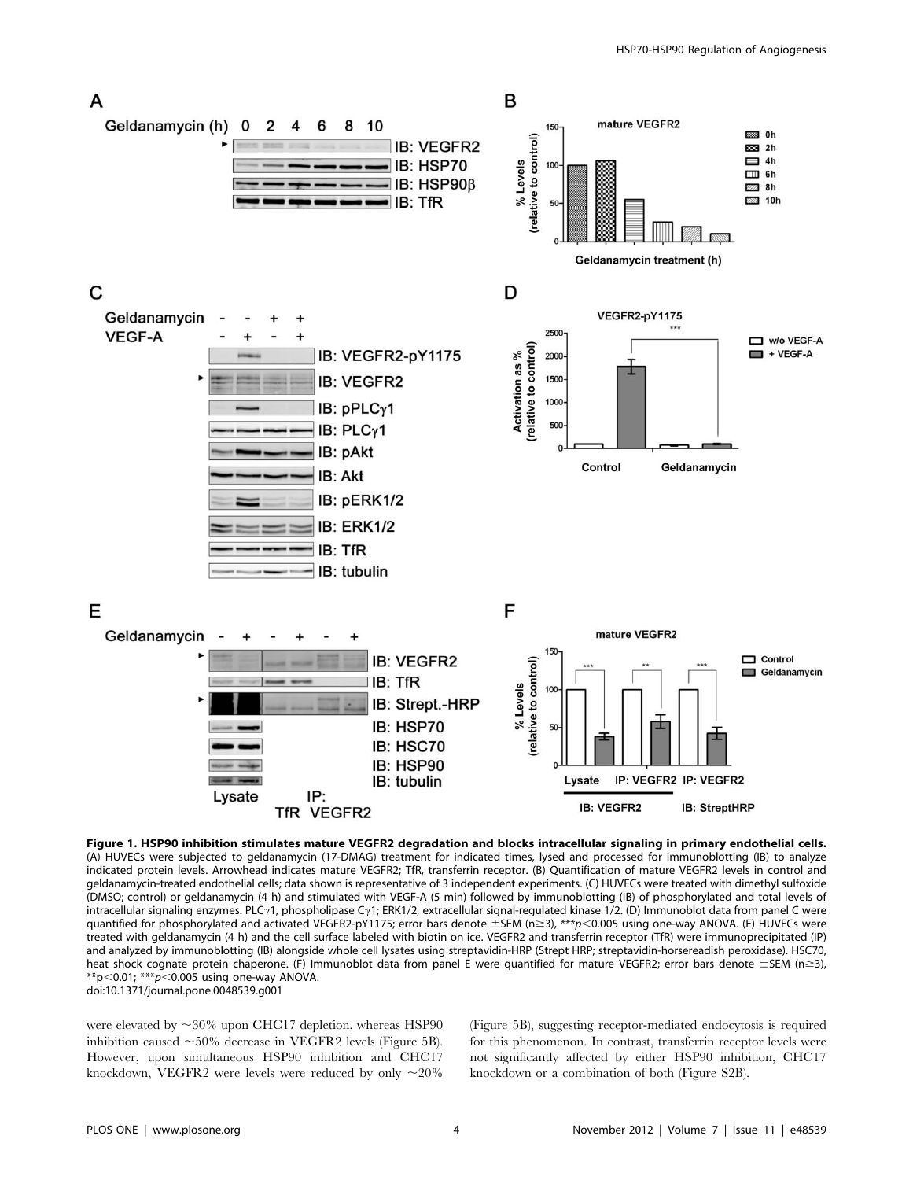**Figure 1. HSP90 inhibition stimulates mature VEGFR2 degradation and blocks intracellular signaling in primary endothelial cells.** (A) HUVECs were subjected to geldanamycin (17-DMAG) treatment for indicated times, lysed and processed for immunoblotting (IB) to analyze indicated protein levels. Arrowhead indicates mature VEGFR2; TfR, transferrin receptor. (B) Quantification of mature VEGFR2 levels in control and geldanamycin-treated endothelial cells; data shown is representative of 3 independent experiments. (C) HUVECs were treated with dimethyl sulfoxide (DMSO; control) or geldanamycin (4 h) and stimulated with VEGF-A (5 min) followed by immunoblotting (IB) of phosphorylated and total levels of intracellular signaling enzymes. PLCγ1, phospholipase Cγ1; ERK1/2, extracellular signal-regulated kinase 1/2. (D) Immunoblot data from panel C were quantified for phosphorylated and activated VEGFR2-pY1175; error bars denote ±SEM (n≥3), \*\*\*$p<0.005$ using one-way ANOVA. (E) HUVECs were treated with geldanamycin (4 h) and the cell surface labeled with biotin on ice. VEGFR2 and transferrin receptor (TfR) were immunoprecipitated (IP) and analyzed by immunoblotting (IB) alongside whole cell lysates using streptavidin-HRP (Strept HRP; streptavidin-horsereadish peroxidase). HSC70, heat shock cognate protein chaperone. (F) Immunoblot data from panel E were quantified for mature VEGFR2; error bars denote ±SEM (n≥3), \*\*$p<0.01$; \*\*\*$p<0.005$ using one-way ANOVA.
doi:10.1371/journal.pone.0048539.g001

were elevated by ~30% upon CHC17 depletion, whereas HSP90 inhibition caused ~50% decrease in VEGFR2 levels (Figure 5B). However, upon simultaneous HSP90 inhibition and CHC17 knockdown, VEGFR2 were levels were reduced by only ~20% (Figure 5B), suggesting receptor-mediated endocytosis is required for this phenomenon. In contrast, transferrin receptor levels were not significantly affected by either HSP90 inhibition, CHC17 knockdown or a combination of both (Figure S2B).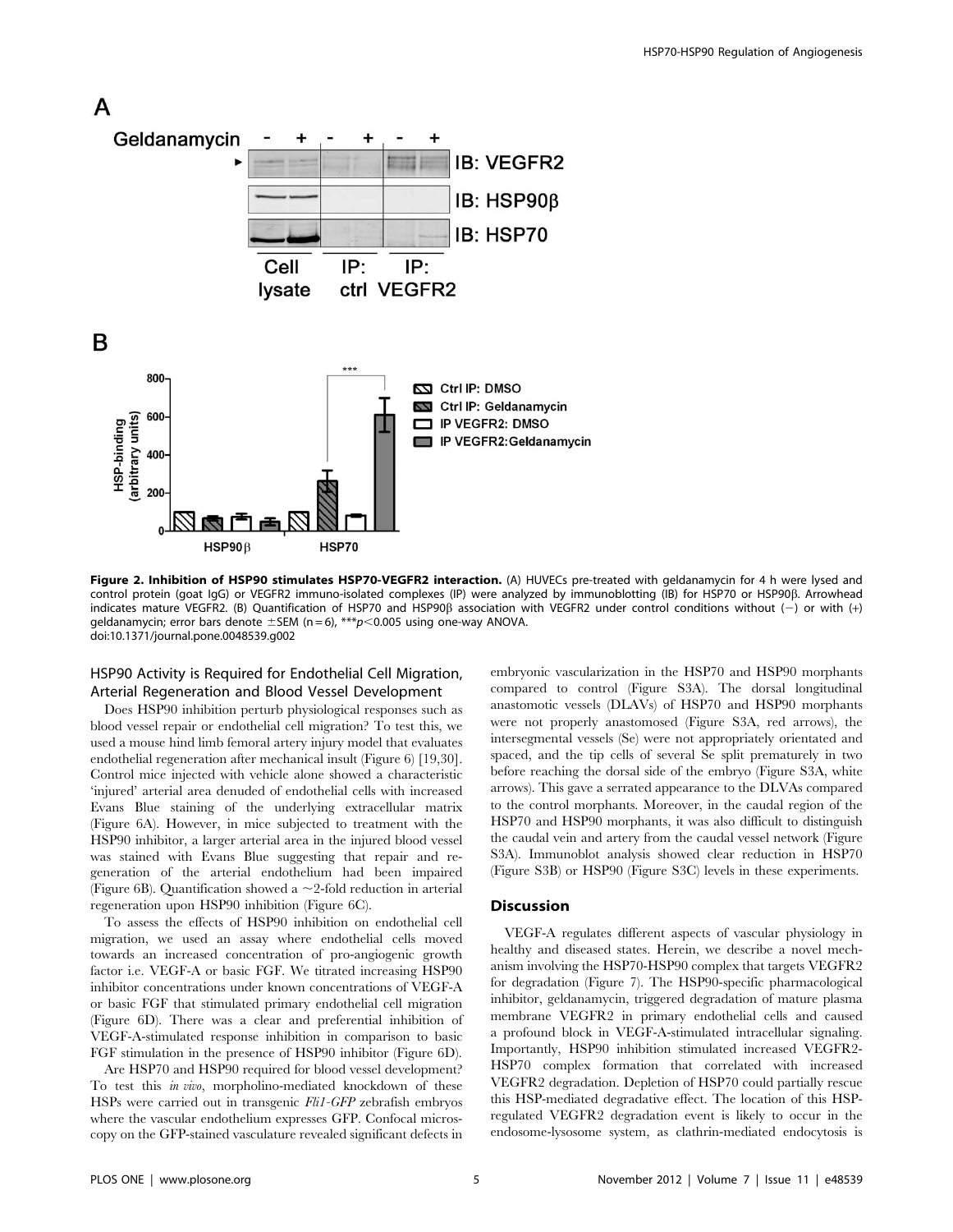**Figure 2. Inhibition of HSP90 stimulates HSP70-VEGFR2 interaction.** (A) HUVECs pre-treated with geldanamycin for 4 h were lysed and control protein (goat IgG) or VEGFR2 immuno-isolated complexes (IP) were analyzed by immunoblotting (IB) for HSP70 or HSP90β. Arrowhead indicates mature VEGFR2. (B) Quantification of HSP70 and HSP90β association with VEGFR2 under control conditions without (−) or with (+) geldanamycin; error bars denote ±SEM (n = 6), *** $p<0.005$ using one-way ANOVA.
doi:10.1371/journal.pone.0048539.g002

### HSP90 Activity is Required for Endothelial Cell Migration, Arterial Regeneration and Blood Vessel Development

Does HSP90 inhibition perturb physiological responses such as blood vessel repair or endothelial cell migration? To test this, we used a mouse hind limb femoral artery injury model that evaluates endothelial regeneration after mechanical insult (Figure 6) [19,30]. Control mice injected with vehicle alone showed a characteristic 'injured' arterial area denuded of endothelial cells with increased Evans Blue staining of the underlying extracellular matrix (Figure 6A). However, in mice subjected to treatment with the HSP90 inhibitor, a larger arterial area in the injured blood vessel was stained with Evans Blue suggesting that repair and regeneration of the arterial endothelium had been impaired (Figure 6B). Quantification showed a ~2-fold reduction in arterial regeneration upon HSP90 inhibition (Figure 6C).

To assess the effects of HSP90 inhibition on endothelial cell migration, we used an assay where endothelial cells moved towards an increased concentration of pro-angiogenic growth factor i.e. VEGF-A or basic FGF. We titrated increasing HSP90 inhibitor concentrations under known concentrations of VEGF-A or basic FGF that stimulated primary endothelial cell migration (Figure 6D). There was a clear and preferential inhibition of VEGF-A-stimulated response inhibition in comparison to basic FGF stimulation in the presence of HSP90 inhibitor (Figure 6D).

Are HSP70 and HSP90 required for blood vessel development? To test this *in vivo*, morpholino-mediated knockdown of these HSPs were carried out in transgenic *Fli1-GFP* zebrafish embryos where the vascular endothelium expresses GFP. Confocal microscopy on the GFP-stained vasculature revealed significant defects in embryonic vascularization in the HSP70 and HSP90 morphants compared to control (Figure S3A). The dorsal longitudinal anastomotic vessels (DLAVs) of HSP70 and HSP90 morphants were not properly anastomosed (Figure S3A, red arrows), the intersegmental vessels (Se) were not appropriately orientated and spaced, and the tip cells of several Se split prematurely in two before reaching the dorsal side of the embryo (Figure S3A, white arrows). This gave a serrated appearance to the DLVAs compared to the control morphants. Moreover, in the caudal region of the HSP70 and HSP90 morphants, it was also difficult to distinguish the caudal vein and artery from the caudal vessel network (Figure S3A). Immunoblot analysis showed clear reduction in HSP70 (Figure S3B) or HSP90 (Figure S3C) levels in these experiments.

## Discussion

VEGF-A regulates different aspects of vascular physiology in healthy and diseased states. Herein, we describe a novel mechanism involving the HSP70-HSP90 complex that targets VEGFR2 for degradation (Figure 7). The HSP90-specific pharmacological inhibitor, geldanamycin, triggered degradation of mature plasma membrane VEGFR2 in primary endothelial cells and caused a profound block in VEGF-A-stimulated intracellular signaling. Importantly, HSP90 inhibition stimulated increased VEGFR2-HSP70 complex formation that correlated with increased VEGFR2 degradation. Depletion of HSP70 could partially rescue this HSP-mediated degradative effect. The location of this HSP-regulated VEGFR2 degradation event is likely to occur in the endosome-lysosome system, as clathrin-mediated endocytosis is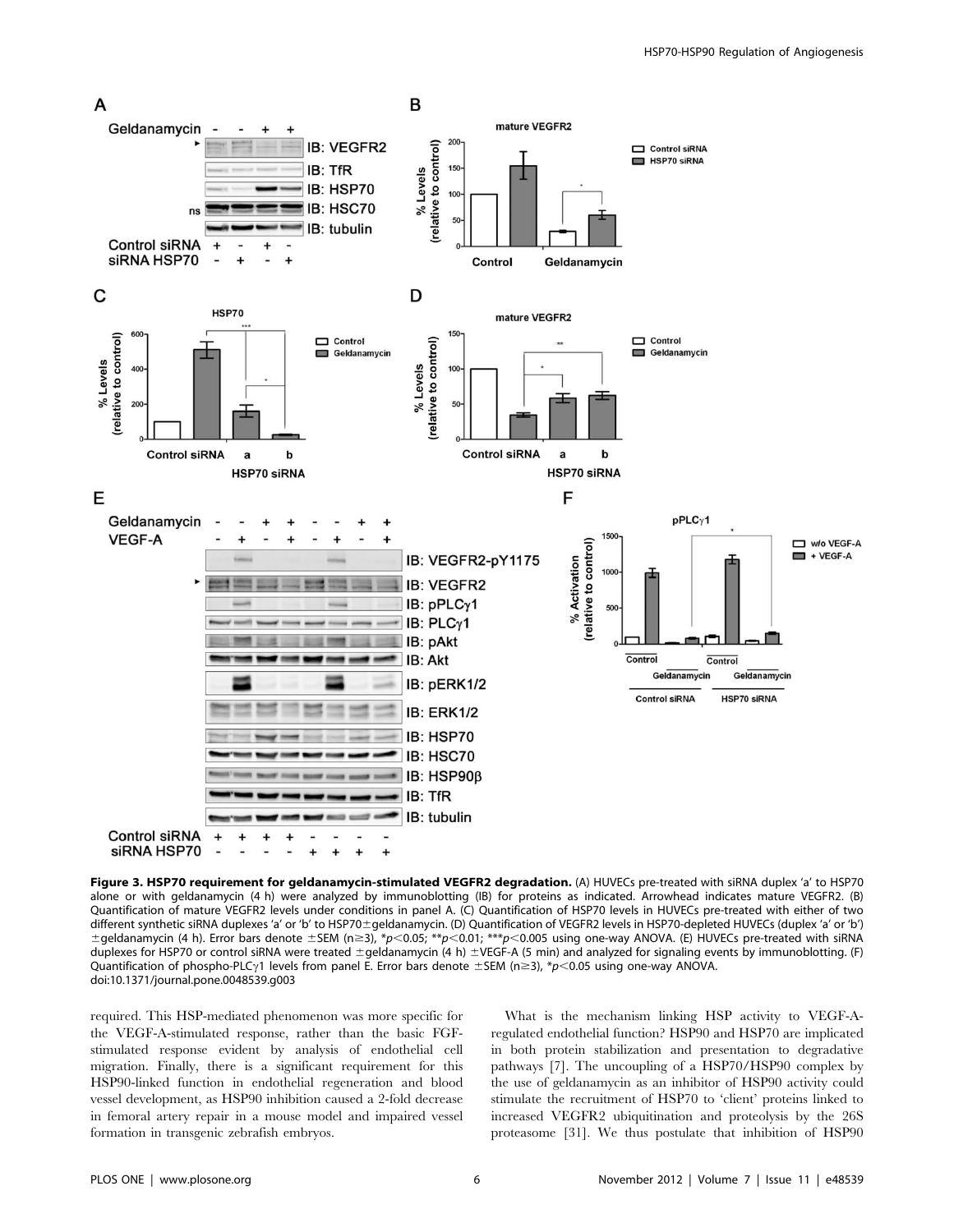**Figure 3. HSP70 requirement for geldanamycin-stimulated VEGFR2 degradation.** (A) HUVECs pre-treated with siRNA duplex 'a' to HSP70 alone or with geldanamycin (4 h) were analyzed by immunoblotting (IB) for proteins as indicated. Arrowhead indicates mature VEGFR2. (B) Quantification of mature VEGFR2 levels under conditions in panel A. (C) Quantification of HSP70 levels in HUVECs pre-treated with either of two different synthetic siRNA duplexes 'a' or 'b' to HSP70±geldanamycin. (D) Quantification of VEGFR2 levels in HSP70-depleted HUVECs (duplex 'a' or 'b') ±geldanamycin (4 h). Error bars denote ±SEM (n≥3), \*$p<0.05$; \*\*$p<0.01$; \*\*\*$p<0.005$ using one-way ANOVA. (E) HUVECs pre-treated with siRNA duplexes for HSP70 or control siRNA were treated ±geldanamycin (4 h) ±VEGF-A (5 min) and analyzed for signaling events by immunoblotting. (F) Quantification of phospho-PLCγ1 levels from panel E. Error bars denote ±SEM (n≥3), \*$p<0.05$ using one-way ANOVA.
doi:10.1371/journal.pone.0048539.g003

required. This HSP-mediated phenomenon was more specific for the VEGF-A-stimulated response, rather than the basic FGF-stimulated response evident by analysis of endothelial cell migration. Finally, there is a significant requirement for this HSP90-linked function in endothelial regeneration and blood vessel development, as HSP90 inhibition caused a 2-fold decrease in femoral artery repair in a mouse model and impaired vessel formation in transgenic zebrafish embryos.

What is the mechanism linking HSP activity to VEGF-A-regulated endothelial function? HSP90 and HSP70 are implicated in both protein stabilization and presentation to degradative pathways [7]. The uncoupling of a HSP70/HSP90 complex by the use of geldanamycin as an inhibitor of HSP90 activity could stimulate the recruitment of HSP70 to 'client' proteins linked to increased VEGFR2 ubiquitination and proteolysis by the 26S proteasome [31]. We thus postulate that inhibition of HSP90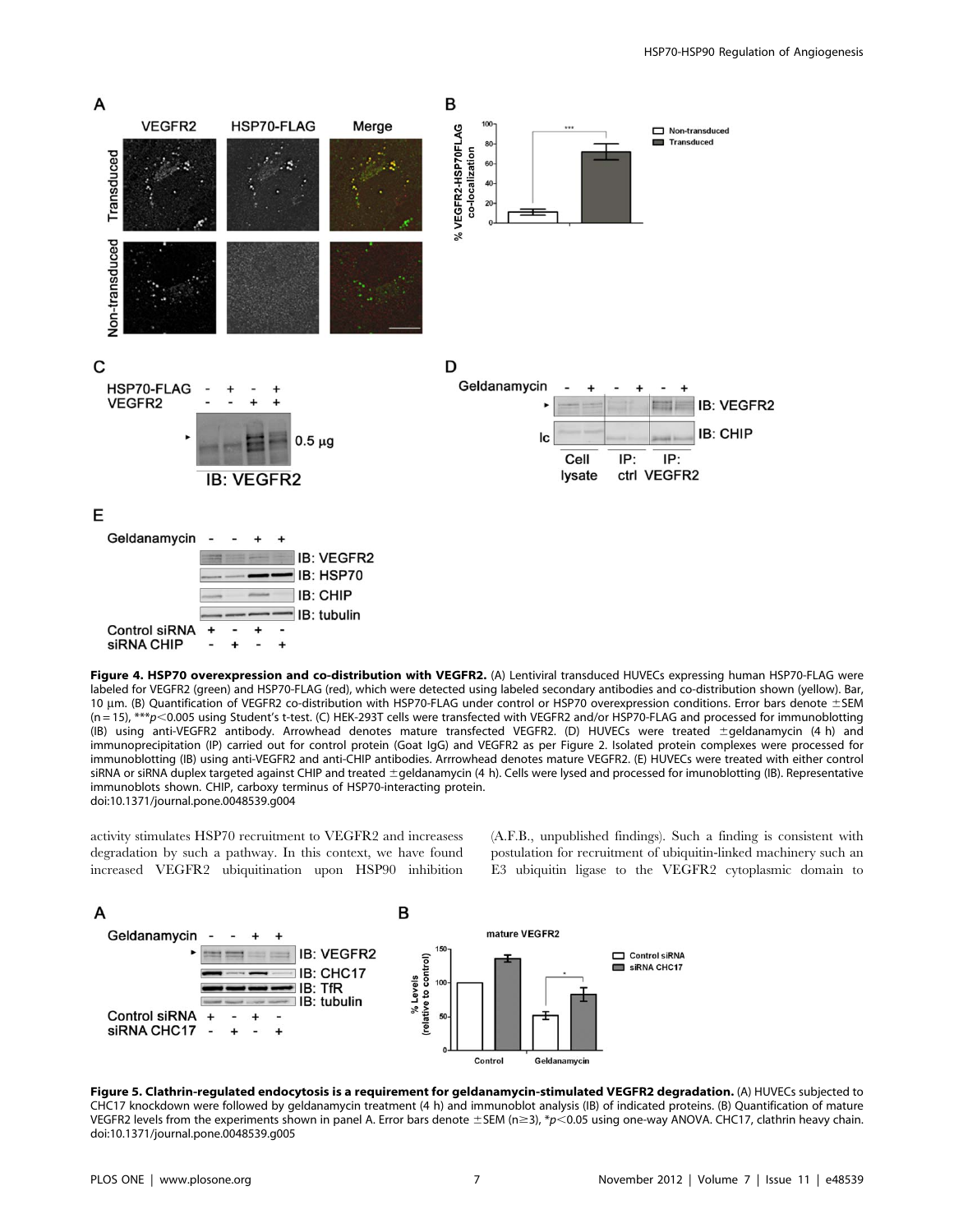**Figure 4. HSP70 overexpression and co-distribution with VEGFR2.** (A) Lentiviral transduced HUVECs expressing human HSP70-FLAG were labeled for VEGFR2 (green) and HSP70-FLAG (red), which were detected using labeled secondary antibodies and co-distribution shown (yellow). Bar, 10 μm. (B) Quantification of VEGFR2 co-distribution with HSP70-FLAG under control or HSP70 overexpression conditions. Error bars denote ±SEM (n = 15), ***$p<0.005$ using Student's t-test. (C) HEK-293T cells were transfected with VEGFR2 and/or HSP70-FLAG and processed for immunoblotting (IB) using anti-VEGFR2 antibody. Arrowhead denotes mature transfected VEGFR2. (D) HUVECs were treated ±geldanamycin (4 h) and immunoprecipitation (IP) carried out for control protein (Goat IgG) and VEGFR2 as per Figure 2. Isolated protein complexes were processed for immunoblotting (IB) using anti-VEGFR2 and anti-CHIP antibodies. Arrrowhead denotes mature VEGFR2. (E) HUVECs were treated with either control siRNA or siRNA duplex targeted against CHIP and treated ±geldanamycin (4 h). Cells were lysed and processed for imunoblotting (IB). Representative immunoblots shown. CHIP, carboxy terminus of HSP70-interacting protein.
doi:10.1371/journal.pone.0048539.g004

activity stimulates HSP70 recruitment to VEGFR2 and increasess degradation by such a pathway. In this context, we have found increased VEGFR2 ubiquitination upon HSP90 inhibition (A.F.B., unpublished findings). Such a finding is consistent with postulation for recruitment of ubiquitin-linked machinery such an E3 ubiquitin ligase to the VEGFR2 cytoplasmic domain to

**Figure 5. Clathrin-regulated endocytosis is a requirement for geldanamycin-stimulated VEGFR2 degradation.** (A) HUVECs subjected to CHC17 knockdown were followed by geldanamycin treatment (4 h) and immunoblot analysis (IB) of indicated proteins. (B) Quantification of mature VEGFR2 levels from the experiments shown in panel A. Error bars denote ±SEM (n≥3), *$p<0.05$ using one-way ANOVA. CHC17, clathrin heavy chain.
doi:10.1371/journal.pone.0048539.g005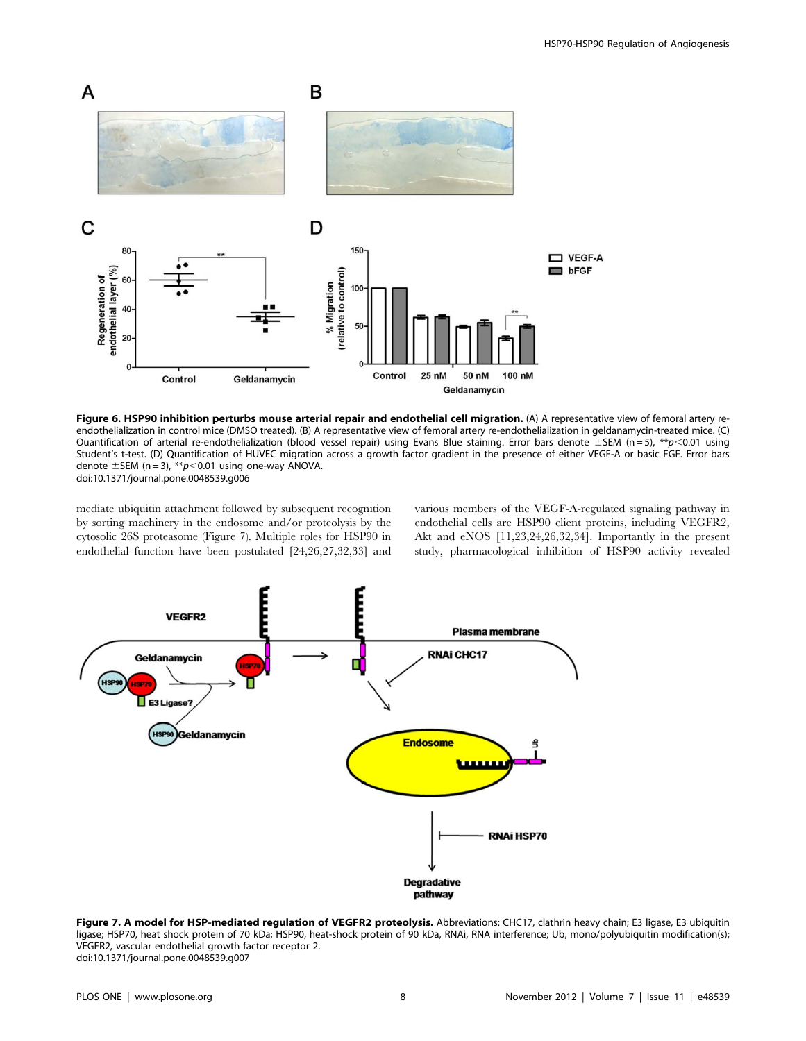**Figure 6. HSP90 inhibition perturbs mouse arterial repair and endothelial cell migration.** (A) A representative view of femoral artery re-endothelialization in control mice (DMSO treated). (B) A representative view of femoral artery re-endothelialization in geldanamycin-treated mice. (C) Quantification of arterial re-endothelialization (blood vessel repair) using Evans Blue staining. Error bars denote ±SEM (n = 5), \*\*$p<0.01$ using Student's t-test. (D) Quantification of HUVEC migration across a growth factor gradient in the presence of either VEGF-A or basic FGF. Error bars denote ±SEM (n = 3), \*\*$p<0.01$ using one-way ANOVA.
doi:10.1371/journal.pone.0048539.g006

mediate ubiquitin attachment followed by subsequent recognition by sorting machinery in the endosome and/or proteolysis by the cytosolic 26S proteasome (Figure 7). Multiple roles for HSP90 in endothelial function have been postulated [24,26,27,32,33] and various members of the VEGF-A-regulated signaling pathway in endothelial cells are HSP90 client proteins, including VEGFR2, Akt and eNOS [11,23,24,26,32,34]. Importantly in the present study, pharmacological inhibition of HSP90 activity revealed

**Figure 7. A model for HSP-mediated regulation of VEGFR2 proteolysis.** Abbreviations: CHC17, clathrin heavy chain; E3 ligase, E3 ubiquitin ligase; HSP70, heat shock protein of 70 kDa; HSP90, heat-shock protein of 90 kDa, RNAi, RNA interference; Ub, mono/polyubiquitin modification(s); VEGFR2, vascular endothelial growth factor receptor 2.
doi:10.1371/journal.pone.0048539.g007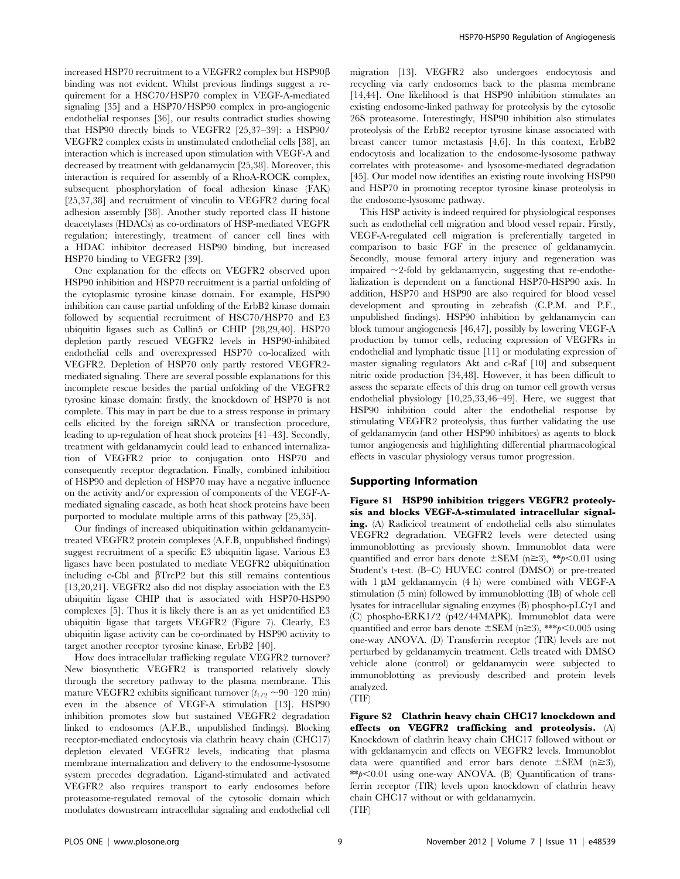increased HSP70 recruitment to a VEGFR2 complex but HSP90β binding was not evident. Whilst previous findings suggest a requirement for a HSC70/HSP70 complex in VEGF-A-mediated signaling [35] and a HSP70/HSP90 complex in pro-angiogenic endothelial responses [36], our results contradict studies showing that HSP90 directly binds to VEGFR2 [25,37–39]: a HSP90/VEGFR2 complex exists in unstimulated endothelial cells [38], an interaction which is increased upon stimulation with VEGF-A and decreased by treatment with geldanamycin [25,38]. Moreover, this interaction is required for assembly of a RhoA-ROCK complex, subsequent phosphorylation of focal adhesion kinase (FAK) [25,37,38] and recruitment of vinculin to VEGFR2 during focal adhesion assembly [38]. Another study reported class II histone deacetylases (HDACs) as co-ordinators of HSP-mediated VEGFR regulation; interestingly, treatment of cancer cell lines with a HDAC inhibitor decreased HSP90 binding, but increased HSP70 binding to VEGFR2 [39].

One explanation for the effects on VEGFR2 observed upon HSP90 inhibition and HSP70 recruitment is a partial unfolding of the cytoplasmic tyrosine kinase domain. For example, HSP90 inhibition can cause partial unfolding of the ErbB2 kinase domain followed by sequential recruitment of HSC70/HSP70 and E3 ubiquitin ligases such as Cullin5 or CHIP [28,29,40]. HSP70 depletion partly rescued VEGFR2 levels in HSP90-inhibited endothelial cells and overexpressed HSP70 co-localized with VEGFR2. Depletion of HSP70 only partly restored VEGFR2-mediated signaling. There are several possible explanations for this incomplete rescue besides the partial unfolding of the VEGFR2 tyrosine kinase domain: firstly, the knockdown of HSP70 is not complete. This may in part be due to a stress response in primary cells elicited by the foreign siRNA or transfection procedure, leading to up-regulation of heat shock proteins [41–43]. Secondly, treatment with geldanamycin could lead to enhanced internalization of VEGFR2 prior to conjugation onto HSP70 and consequently receptor degradation. Finally, combined inhibition of HSP90 and depletion of HSP70 may have a negative influence on the activity and/or expression of components of the VEGF-A-mediated signaling cascade, as both heat shock proteins have been purported to modulate multiple arms of this pathway [25,35].

Our findings of increased ubiquitination within geldanamycin-treated VEGFR2 protein complexes (A.F.B, unpublished findings) suggest recruitment of a specific E3 ubiquitin ligase. Various E3 ligases have been postulated to mediate VEGFR2 ubiquitination including c-Cbl and βTrcP2 but this still remains contentious [13,20,21]. VEGFR2 also did not display association with the E3 ubiquitin ligase CHIP that is associated with HSP70-HSP90 complexes [5]. Thus it is likely there is an as yet unidentified E3 ubiquitin ligase that targets VEGFR2 (Figure 7). Clearly, E3 ubiquitin ligase activity can be co-ordinated by HSP90 activity to target another receptor tyrosine kinase, ErbB2 [40].

How does intracellular trafficking regulate VEGFR2 turnover? New biosynthetic VEGFR2 is transported relatively slowly through the secretory pathway to the plasma membrane. This mature VEGFR2 exhibits significant turnover ($t_{1/2}$ ~90–120 min) even in the absence of VEGF-A stimulation [13]. HSP90 inhibition promotes slow but sustained VEGFR2 degradation linked to endosomes (A.F.B., unpublished findings). Blocking receptor-mediated endocytosis via clathrin heavy chain (CHC17) depletion elevated VEGFR2 levels, indicating that plasma membrane internalization and delivery to the endosome-lysosome system precedes degradation. Ligand-stimulated and activated VEGFR2 also requires transport to early endosomes before proteasome-regulated removal of the cytosolic domain which modulates downstream intracellular signaling and endothelial cell migration [13]. VEGFR2 also undergoes endocytosis and recycling via early endosomes back to the plasma membrane [14,44]. One likelihood is that HSP90 inhibition stimulates an existing endosome-linked pathway for proteolysis by the cytosolic 26S proteasome. Interestingly, HSP90 inhibition also stimulates proteolysis of the ErbB2 receptor tyrosine kinase associated with breast cancer tumor metastasis [4,6]. In this context, ErbB2 endocytosis and localization to the endosome-lysosome pathway correlates with proteasome- and lysosome-mediated degradation [45]. Our model now identifies an existing route involving HSP90 and HSP70 in promoting receptor tyrosine kinase proteolysis in the endosome-lysosome pathway.

This HSP activity is indeed required for physiological responses such as endothelial cell migration and blood vessel repair. Firstly, VEGF-A-regulated cell migration is preferentially targeted in comparison to basic FGF in the presence of geldanamycin. Secondly, mouse femoral artery injury and regeneration was impaired ~2-fold by geldanamycin, suggesting that re-endothelialization is dependent on a functional HSP70-HSP90 axis. In addition, HSP70 and HSP90 are also required for blood vessel development and sprouting in zebrafish (C.P.M. and P.F., unpublished findings). HSP90 inhibition by geldanamycin can block tumour angiogenesis [46,47], possibly by lowering VEGF-A production by tumor cells, reducing expression of VEGFRs in endothelial and lymphatic tissue [11] or modulating expression of master signaling regulators Akt and c-Raf [10] and subsequent nitric oxide production [34,48]. However, it has been difficult to assess the separate effects of this drug on tumor cell growth versus endothelial physiology [10,25,33,46–49]. Here, we suggest that HSP90 inhibition could alter the endothelial response by stimulating VEGFR2 proteolysis, thus further validating the use of geldanamycin (and other HSP90 inhibitors) as agents to block tumor angiogenesis and highlighting differential pharmacological effects in vascular physiology versus tumor progression.

## Supporting Information

**Figure S1 HSP90 inhibition triggers VEGFR2 proteolysis and blocks VEGF-A-stimulated intracellular signaling.** (A) Radicicol treatment of endothelial cells also stimulates VEGFR2 degradation. VEGFR2 levels were detected using immunoblotting as previously shown. Immunoblot data were quantified and error bars denote ±SEM (n≥3), **$p<0.01$ using Student's t-test. (B–C) HUVEC control (DMSO) or pre-treated with 1 µM geldanamycin (4 h) were combined with VEGF-A stimulation (5 min) followed by immunoblotting (IB) of whole cell lysates for intracellular signaling enzymes (B) phospho-pLCγ1 and (C) phospho-ERK1/2 (p42/44MAPK). Immunoblot data were quantified and error bars denote ±SEM (n≥3), ***$p<0.005$ using one-way ANOVA. (D) Transferrin receptor (TfR) levels are not perturbed by geldanamycin treatment. Cells treated with DMSO vehicle alone (control) or geldanamycin were subjected to immunoblotting as previously described and protein levels analyzed.
(TIF)

**Figure S2 Clathrin heavy chain CHC17 knockdown and effects on VEGFR2 trafficking and proteolysis.** (A) Knockdown of clathrin heavy chain CHC17 followed without or with geldanamycin and effects on VEGFR2 levels. Immunoblot data were quantified and error bars denote ±SEM (n≥3), **$p<0.01$ using one-way ANOVA. (B) Quantification of transferrin receptor (TfR) levels upon knockdown of clathrin heavy chain CHC17 without or with geldanamycin.
(TIF)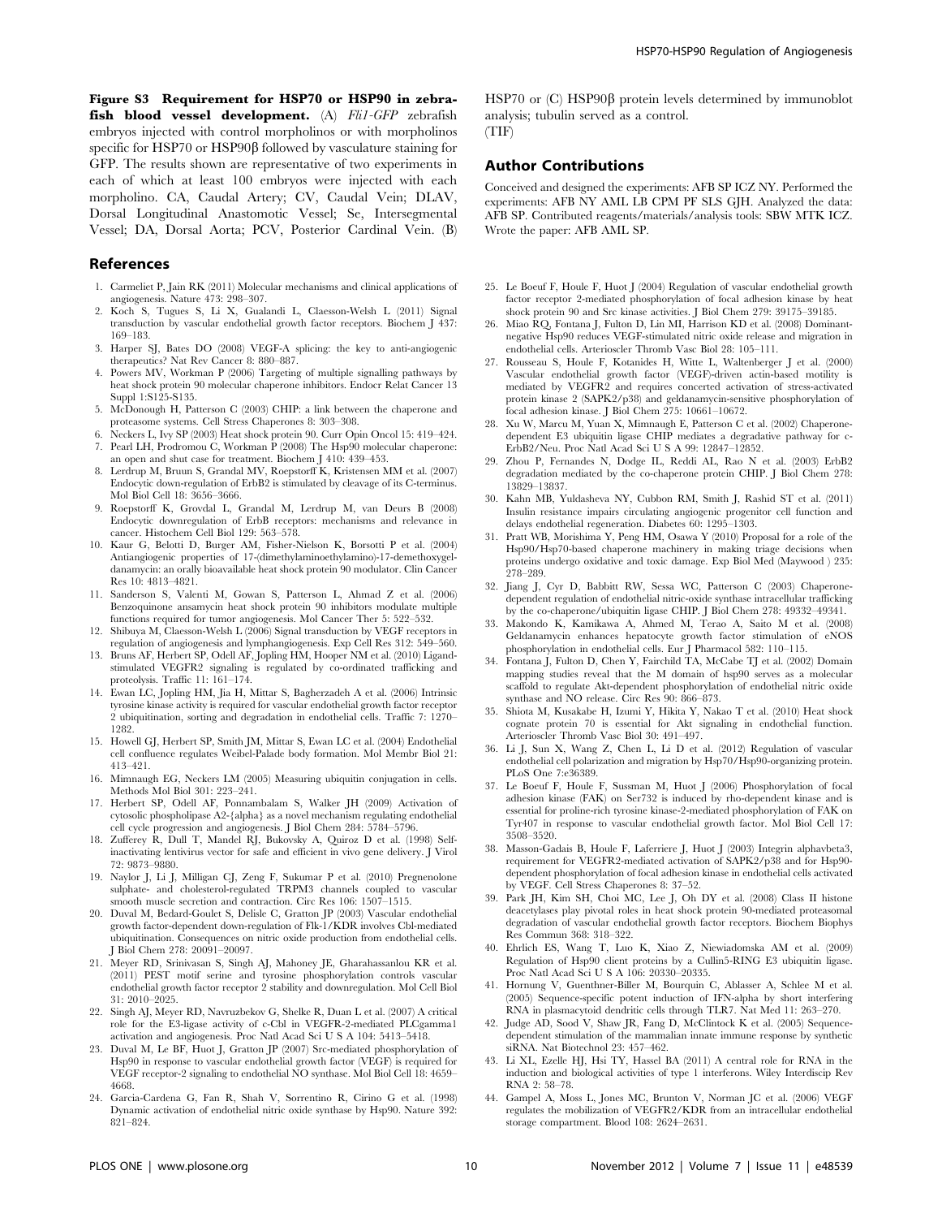**Figure S3 Requirement for HSP70 or HSP90 in zebrafish blood vessel development.** (A) *Fli1-GFP* zebrafish embryos injected with control morpholinos or with morpholinos specific for HSP70 or HSP90β followed by vasculature staining for GFP. The results shown are representative of two experiments in each of which at least 100 embryos were injected with each morpholino. CA, Caudal Artery; CV, Caudal Vein; DLAV, Dorsal Longitudinal Anastomotic Vessel; Se, Intersegmental Vessel; DA, Dorsal Aorta; PCV, Posterior Cardinal Vein. (B) HSP70 or (C) HSP90β protein levels determined by immunoblot analysis; tubulin served as a control.
(TIF)

## Author Contributions

Conceived and designed the experiments: AFB SP ICZ NY. Performed the experiments: AFB NY AML LB CPM PF SLS GJH. Analyzed the data: AFB SP. Contributed reagents/materials/analysis tools: SBW MTK ICZ. Wrote the paper: AFB AML SP.

## References

1. Carmeliet P, Jain RK (2011) Molecular mechanisms and clinical applications of angiogenesis. Nature 473: 298–307.
2. Koch S, Tugues S, Li X, Gualandi L, Claesson-Welsh L (2011) Signal transduction by vascular endothelial growth factor receptors. Biochem J 437: 169–183.
3. Harper SJ, Bates DO (2008) VEGF-A splicing: the key to anti-angiogenic therapeutics? Nat Rev Cancer 8: 880–887.
4. Powers MV, Workman P (2006) Targeting of multiple signalling pathways by heat shock protein 90 molecular chaperone inhibitors. Endocr Relat Cancer 13 Suppl 1:S125-S135.
5. McDonough H, Patterson C (2003) CHIP: a link between the chaperone and proteasome systems. Cell Stress Chaperones 8: 303–308.
6. Neckers L, Ivy SP (2003) Heat shock protein 90. Curr Opin Oncol 15: 419–424.
7. Pearl LH, Prodromou C, Workman P (2008) The Hsp90 molecular chaperone: an open and shut case for treatment. Biochem J 410: 439–453.
8. Lerdrup M, Bruun S, Grandal MV, Roepstorff K, Kristensen MM et al. (2007) Endocytic down-regulation of ErbB2 is stimulated by cleavage of its C-terminus. Mol Biol Cell 18: 3656–3666.
9. Roepstorff K, Grovdal L, Grandal M, Lerdrup M, van Deurs B (2008) Endocytic downregulation of ErbB receptors: mechanisms and relevance in cancer. Histochem Cell Biol 129: 563–578.
10. Kaur G, Belotti D, Burger AM, Fisher-Nielson K, Borsotti P et al. (2004) Antiangiogenic properties of 17-(dimethylaminoethylamino)-17-demethoxygeldanamycin: an orally bioavailable heat shock protein 90 modulator. Clin Cancer Res 10: 4813–4821.
11. Sanderson S, Valenti M, Gowan S, Patterson L, Ahmad Z et al. (2006) Benzoquinone ansamycin heat shock protein 90 inhibitors modulate multiple functions required for tumor angiogenesis. Mol Cancer Ther 5: 522–532.
12. Shibuya M, Claesson-Welsh L (2006) Signal transduction by VEGF receptors in regulation of angiogenesis and lymphangiogenesis. Exp Cell Res 312: 549–560.
13. Bruns AF, Herbert SP, Odell AF, Jopling HM, Hooper NM et al. (2010) Ligand-stimulated VEGFR2 signaling is regulated by co-ordinated trafficking and proteolysis. Traffic 11: 161–174.
14. Ewan LC, Jopling HM, Jia H, Mittar S, Bagherzadeh A et al. (2006) Intrinsic tyrosine kinase activity is required for vascular endothelial growth factor receptor 2 ubiquitination, sorting and degradation in endothelial cells. Traffic 7: 1270–1282.
15. Howell GJ, Herbert SP, Smith JM, Mittar S, Ewan LC et al. (2004) Endothelial cell confluence regulates Weibel-Palade body formation. Mol Membr Biol 21: 413–421.
16. Mimnaugh EG, Neckers LM (2005) Measuring ubiquitin conjugation in cells. Methods Mol Biol 301: 223–241.
17. Herbert SP, Odell AF, Ponnambalam S, Walker JH (2009) Activation of cytosolic phospholipase A2-{alpha} as a novel mechanism regulating endothelial cell cycle progression and angiogenesis. J Biol Chem 284: 5784–5796.
18. Zufferey R, Dull T, Mandel RJ, Bukovsky A, Quiroz D et al. (1998) Self-inactivating lentivirus vector for safe and efficient in vivo gene delivery. J Virol 72: 9873–9880.
19. Naylor J, Li J, Milligan CJ, Zeng F, Sukumar P et al. (2010) Pregnenolone sulphate- and cholesterol-regulated TRPM3 channels coupled to vascular smooth muscle secretion and contraction. Circ Res 106: 1507–1515.
20. Duval M, Bedard-Goulet S, Delisle C, Gratton JP (2003) Vascular endothelial growth factor-dependent down-regulation of Flk-1/KDR involves Cbl-mediated ubiquitination. Consequences on nitric oxide production from endothelial cells. J Biol Chem 278: 20091–20097.
21. Meyer RD, Srinivasan S, Singh AJ, Mahoney JE, Gharahassanlou KR et al. (2011) PEST motif serine and tyrosine phosphorylation controls vascular endothelial growth factor receptor 2 stability and downregulation. Mol Cell Biol 31: 2010–2025.
22. Singh AJ, Meyer RD, Navruzbekov G, Shelke R, Duan L et al. (2007) A critical role for the E3-ligase activity of c-Cbl in VEGFR-2-mediated PLCgamma1 activation and angiogenesis. Proc Natl Acad Sci U S A 104: 5413–5418.
23. Duval M, Le BF, Huot J, Gratton JP (2007) Src-mediated phosphorylation of Hsp90 in response to vascular endothelial growth factor (VEGF) is required for VEGF receptor-2 signaling to endothelial NO synthase. Mol Biol Cell 18: 4659–4668.
24. Garcia-Cardena G, Fan R, Shah V, Sorrentino R, Cirino G et al. (1998) Dynamic activation of endothelial nitric oxide synthase by Hsp90. Nature 392: 821–824.
25. Le Boeuf F, Houle F, Huot J (2004) Regulation of vascular endothelial growth factor receptor 2-mediated phosphorylation of focal adhesion kinase by heat shock protein 90 and Src kinase activities. J Biol Chem 279: 39175–39185.
26. Miao RQ, Fontana J, Fulton D, Lin MI, Harrison KD et al. (2008) Dominant-negative Hsp90 reduces VEGF-stimulated nitric oxide release and migration in endothelial cells. Arterioscler Thromb Vasc Biol 28: 105–111.
27. Rousseau S, Houle F, Kotanides H, Witte L, Waltenberger J et al. (2000) Vascular endothelial growth factor (VEGF)-driven actin-based motility is mediated by VEGFR2 and requires concerted activation of stress-activated protein kinase 2 (SAPK2/p38) and geldanamycin-sensitive phosphorylation of focal adhesion kinase. J Biol Chem 275: 10661–10672.
28. Xu W, Marcu M, Yuan X, Mimnaugh E, Patterson C et al. (2002) Chaperone-dependent E3 ubiquitin ligase CHIP mediates a degradative pathway for c-ErbB2/Neu. Proc Natl Acad Sci U S A 99: 12847–12852.
29. Zhou P, Fernandes N, Dodge IL, Reddi AL, Rao N et al. (2003) ErbB2 degradation mediated by the co-chaperone protein CHIP. J Biol Chem 278: 13829–13837.
30. Kahn MB, Yuldasheva NY, Cubbon RM, Smith J, Rashid ST et al. (2011) Insulin resistance impairs circulating angiogenic progenitor cell function and delays endothelial regeneration. Diabetes 60: 1295–1303.
31. Pratt WB, Morishima Y, Peng HM, Osawa Y (2010) Proposal for a role of the Hsp90/Hsp70-based chaperone machinery in making triage decisions when proteins undergo oxidative and toxic damage. Exp Biol Med (Maywood ) 235: 278–289.
32. Jiang J, Cyr D, Babbitt RW, Sessa WC, Patterson C (2003) Chaperone-dependent regulation of endothelial nitric-oxide synthase intracellular trafficking by the co-chaperone/ubiquitin ligase CHIP. J Biol Chem 278: 49332–49341.
33. Makondo K, Kamikawa A, Ahmed M, Terao A, Saito M et al. (2008) Geldanamycin enhances hepatocyte growth factor stimulation of eNOS phosphorylation in endothelial cells. Eur J Pharmacol 582: 110–115.
34. Fontana J, Fulton D, Chen Y, Fairchild TA, McCabe TJ et al. (2002) Domain mapping studies reveal that the M domain of hsp90 serves as a molecular scaffold to regulate Akt-dependent phosphorylation of endothelial nitric oxide synthase and NO release. Circ Res 90: 866–873.
35. Shiota M, Kusakabe H, Izumi Y, Hikita Y, Nakao T et al. (2010) Heat shock cognate protein 70 is essential for Akt signaling in endothelial function. Arterioscler Thromb Vasc Biol 30: 491–497.
36. Li J, Sun X, Wang Z, Chen L, Li D et al. (2012) Regulation of vascular endothelial cell polarization and migration by Hsp70/Hsp90-organizing protein. PLoS One 7:e36389.
37. Le Boeuf F, Houle F, Sussman M, Huot J (2006) Phosphorylation of focal adhesion kinase (FAK) on Ser732 is induced by rho-dependent kinase and is essential for proline-rich tyrosine kinase-2-mediated phosphorylation of FAK on Tyr407 in response to vascular endothelial growth factor. Mol Biol Cell 17: 3508–3520.
38. Masson-Gadais B, Houle F, Laferriere J, Huot J (2003) Integrin alphavbeta3, requirement for VEGFR2-mediated activation of SAPK2/p38 and for Hsp90-dependent phosphorylation of focal adhesion kinase in endothelial cells activated by VEGF. Cell Stress Chaperones 8: 37–52.
39. Park JH, Kim SH, Choi MC, Lee J, Oh DY et al. (2008) Class II histone deacetylases play pivotal roles in heat shock protein 90-mediated proteasomal degradation of vascular endothelial growth factor receptors. Biochem Biophys Res Commun 368: 318–322.
40. Ehrlich ES, Wang T, Luo K, Xiao Z, Niewiadomska AM et al. (2009) Regulation of Hsp90 client proteins by a Cullin5-RING E3 ubiquitin ligase. Proc Natl Acad Sci U S A 106: 20330–20335.
41. Hornung V, Guenthner-Biller M, Bourquin C, Ablasser A, Schlee M et al. (2005) Sequence-specific potent induction of IFN-alpha by short interfering RNA in plasmacytoid dendritic cells through TLR7. Nat Med 11: 263–270.
42. Judge AD, Sood V, Shaw JR, Fang D, McClintock K et al. (2005) Sequence-dependent stimulation of the mammalian innate immune response by synthetic siRNA. Nat Biotechnol 23: 457–462.
43. Li XL, Ezelle HJ, Hsi TY, Hassel BA (2011) A central role for RNA in the induction and biological activities of type 1 interferons. Wiley Interdiscip Rev RNA 2: 58–78.
44. Gampel A, Moss L, Jones MC, Brunton V, Norman JC et al. (2006) VEGF regulates the mobilization of VEGFR2/KDR from an intracellular endothelial storage compartment. Blood 108: 2624–2631.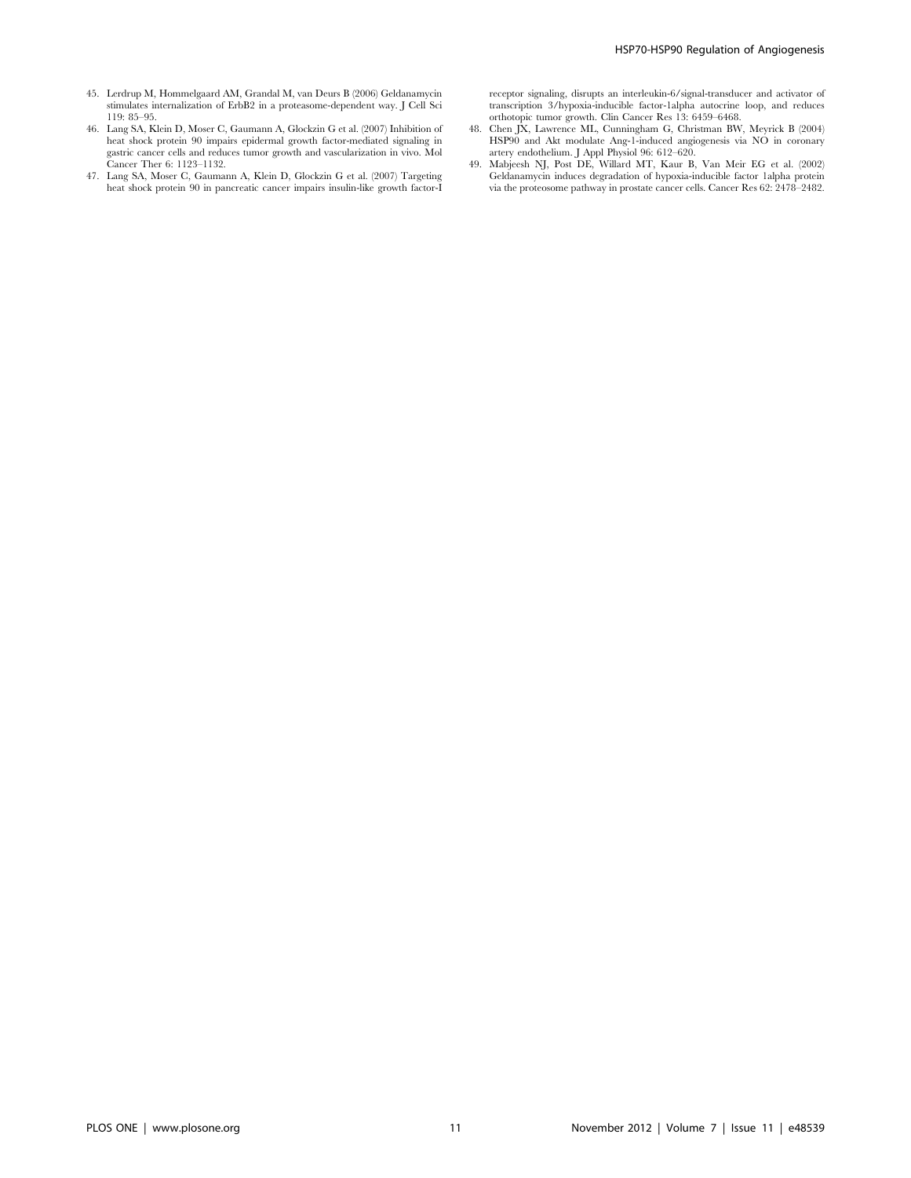45. Lerdrup M, Hommelgaard AM, Grandal M, van Deurs B (2006) Geldanamycin stimulates internalization of ErbB2 in a proteasome-dependent way. J Cell Sci 119: 85–95.
46. Lang SA, Klein D, Moser C, Gaumann A, Glockzin G et al. (2007) Inhibition of heat shock protein 90 impairs epidermal growth factor-mediated signaling in gastric cancer cells and reduces tumor growth and vascularization in vivo. Mol Cancer Ther 6: 1123–1132.
47. Lang SA, Moser C, Gaumann A, Klein D, Glockzin G et al. (2007) Targeting heat shock protein 90 in pancreatic cancer impairs insulin-like growth factor-I receptor signaling, disrupts an interleukin-6/signal-transducer and activator of transcription 3/hypoxia-inducible factor-1alpha autocrine loop, and reduces orthotopic tumor growth. Clin Cancer Res 13: 6459–6468.
48. Chen JX, Lawrence ML, Cunningham G, Christman BW, Meyrick B (2004) HSP90 and Akt modulate Ang-1-induced angiogenesis via NO in coronary artery endothelium. J Appl Physiol 96: 612–620.
49. Mabjeesh NJ, Post DE, Willard MT, Kaur B, Van Meir EG et al. (2002) Geldanamycin induces degradation of hypoxia-inducible factor 1alpha protein via the proteosome pathway in prostate cancer cells. Cancer Res 62: 2478–2482.